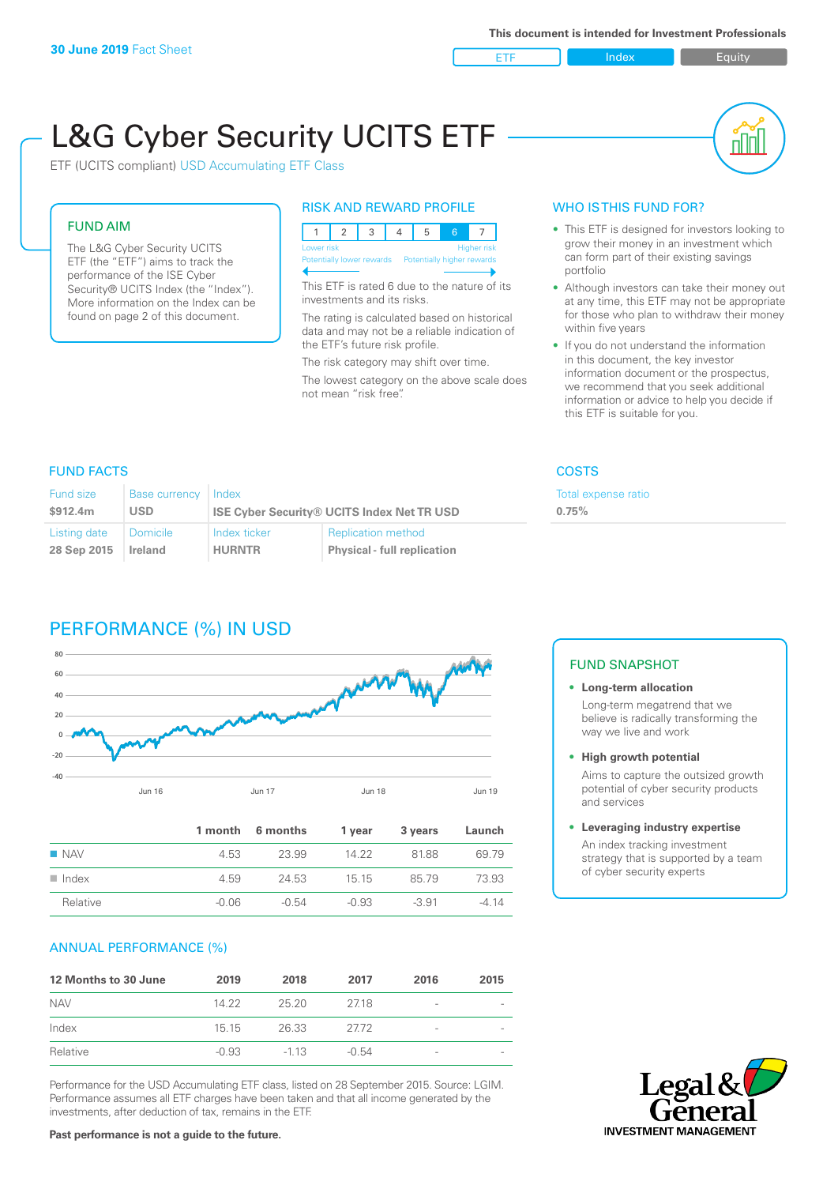**30 June 2019** Fact Sheet

This document is intended for Investment Professionals

ETF | Index | Equity

# L&G Cyber Security UCITS ETF

ETF (UCITS compliant) USD Accumulating ETF Class

## FUND AIM

The L&G Cyber Security UCITS ETF (the "ETF") aims to track the performance of the ISE Cyber Security® UCITS Index (the "Index"). More information on the Index can be found on page 2 of this document.

## RISK AND REWARD PROFILE

| 1 | 2 | 3 | 4 | 5 | 6 | 7 |
|---|---|---|---|---|---|---|

Lower risk — Higher risk
Potentially lower rewards — Potentially higher rewards

This ETF is rated 6 due to the nature of its investments and its risks.

The rating is calculated based on historical data and may not be a reliable indication of the ETF's future risk profile.

The risk category may shift over time.

The lowest category on the above scale does not mean "risk free".

## WHO IS THIS FUND FOR?

- This ETF is designed for investors looking to grow their money in an investment which can form part of their existing savings portfolio
- Although investors can take their money out at any time, this ETF may not be appropriate for those who plan to withdraw their money within five years
- If you do not understand the information in this document, the key investor information document or the prospectus, we recommend that you seek additional information or advice to help you decide if this ETF is suitable for you.

## FUND FACTS

| Fund size | Base currency | Index | |
|---|---|---|---|
| $912.4m | USD | ISE Cyber Security® UCITS Index Net TR USD | |
| **Listing date** | **Domicile** | **Index ticker** | **Replication method** |
| 28 Sep 2015 | Ireland | HURNTR | Physical - full replication |

## COSTS

Total expense ratio
**0.75%**

## PERFORMANCE (%) IN USD

| | 1 month | 6 months | 1 year | 3 years | Launch |
|---|---|---|---|---|---|
| NAV | 4.53 | 23.99 | 14.22 | 81.88 | 69.79 |
| Index | 4.59 | 24.53 | 15.15 | 85.79 | 73.93 |
| Relative | -0.06 | -0.54 | -0.93 | -3.91 | -4.14 |

## FUND SNAPSHOT

- **Long-term allocation**
  Long-term megatrend that we believe is radically transforming the way we live and work
- **High growth potential**
  Aims to capture the outsized growth potential of cyber security products and services
- **Leveraging industry expertise**
  An index tracking investment strategy that is supported by a team of cyber security experts

## ANNUAL PERFORMANCE (%)

| 12 Months to 30 June | 2019 | 2018 | 2017 | 2016 | 2015 |
|---|---|---|---|---|---|
| NAV | 14.22 | 25.20 | 27.18 | - | - |
| Index | 15.15 | 26.33 | 27.72 | - | - |
| Relative | -0.93 | -1.13 | -0.54 | - | - |

Performance for the USD Accumulating ETF class, listed on 28 September 2015. Source: LGIM. Performance assumes all ETF charges have been taken and that all income generated by the investments, after deduction of tax, remains in the ETF.

**Past performance is not a guide to the future.**

Legal & General INVESTMENT MANAGEMENT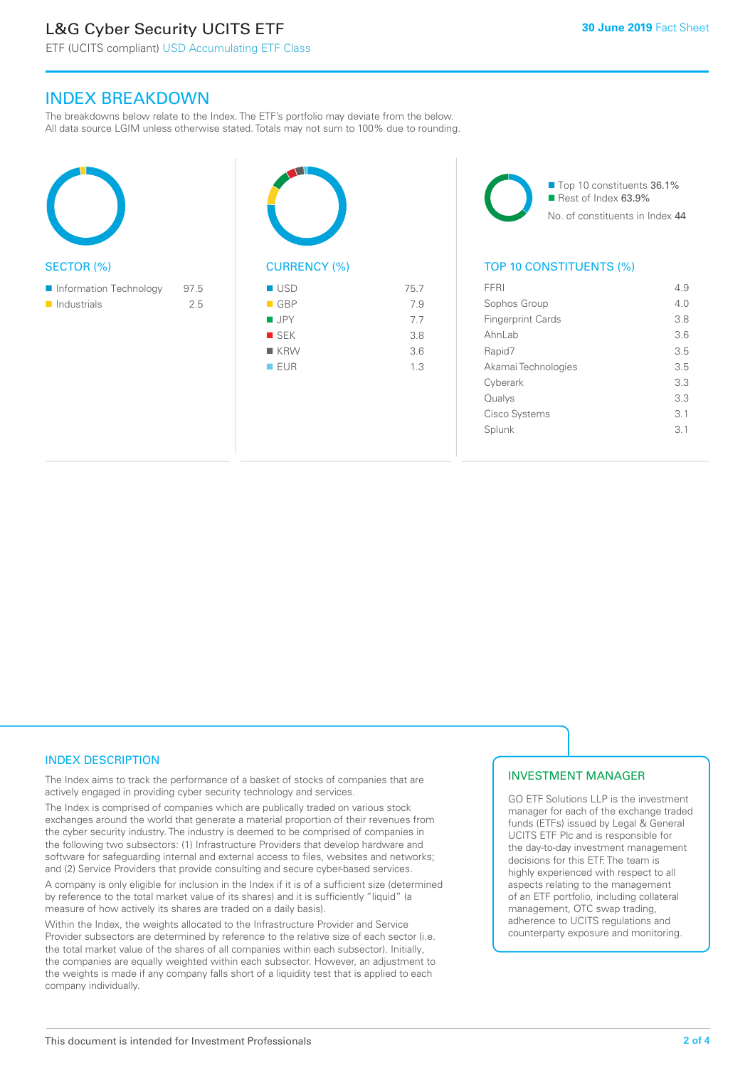## INDEX BREAKDOWN

The breakdowns below relate to the Index. The ETF's portfolio may deviate from the below. All data source LGIM unless otherwise stated. Totals may not sum to 100% due to rounding.

### SECTOR (%)

| Sector | % |
|---|---|
| Information Technology | 97.5 |
| Industrials | 2.5 |

### CURRENCY (%)

| Currency | % |
|---|---|
| USD | 75.7 |
| GBP | 7.9 |
| JPY | 7.7 |
| SEK | 3.8 |
| KRW | 3.6 |
| EUR | 1.3 |

- Top 10 constituents 36.1%
- Rest of Index 63.9%

No. of constituents in Index 44

### TOP 10 CONSTITUENTS (%)

| Constituent | % |
|---|---|
| FFRI | 4.9 |
| Sophos Group | 4.0 |
| Fingerprint Cards | 3.8 |
| AhnLab | 3.6 |
| Rapid7 | 3.5 |
| Akamai Technologies | 3.5 |
| Cyberark | 3.3 |
| Qualys | 3.3 |
| Cisco Systems | 3.1 |
| Splunk | 3.1 |

### INDEX DESCRIPTION

The Index aims to track the performance of a basket of stocks of companies that are actively engaged in providing cyber security technology and services.

The Index is comprised of companies which are publically traded on various stock exchanges around the world that generate a material proportion of their revenues from the cyber security industry. The industry is deemed to be comprised of companies in the following two subsectors: (1) Infrastructure Providers that develop hardware and software for safeguarding internal and external access to files, websites and networks; and (2) Service Providers that provide consulting and secure cyber-based services.

A company is only eligible for inclusion in the Index if it is of a sufficient size (determined by reference to the total market value of its shares) and it is sufficiently "liquid" (a measure of how actively its shares are traded on a daily basis).

Within the Index, the weights allocated to the Infrastructure Provider and Service Provider subsectors are determined by reference to the relative size of each sector (i.e. the total market value of the shares of all companies within each subsector). Initially, the companies are equally weighted within each subsector. However, an adjustment to the weights is made if any company falls short of a liquidity test that is applied to each company individually.

### INVESTMENT MANAGER

GO ETF Solutions LLP is the investment manager for each of the exchange traded funds (ETFs) issued by Legal & General UCITS ETF Plc and is responsible for the day-to-day investment management decisions for this ETF. The team is highly experienced with respect to all aspects relating to the management of an ETF portfolio, including collateral management, OTC swap trading, adherence to UCITS regulations and counterparty exposure and monitoring.

This document is intended for Investment Professionals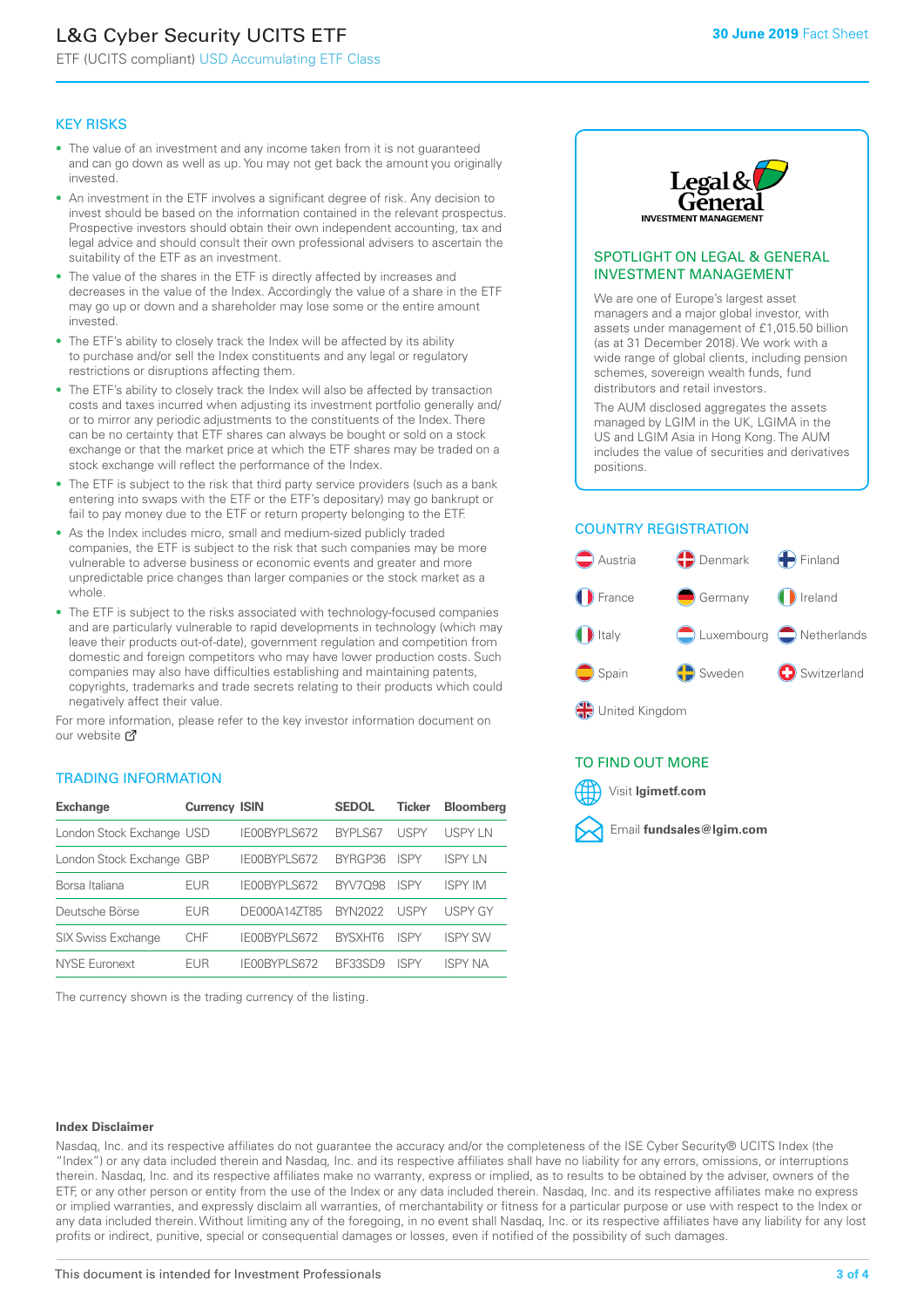# L&G Cyber Security UCITS ETF

ETF (UCITS compliant) USD Accumulating ETF Class

**30 June 2019** Fact Sheet

## KEY RISKS

- The value of an investment and any income taken from it is not guaranteed and can go down as well as up. You may not get back the amount you originally invested.
- An investment in the ETF involves a significant degree of risk. Any decision to invest should be based on the information contained in the relevant prospectus. Prospective investors should obtain their own independent accounting, tax and legal advice and should consult their own professional advisers to ascertain the suitability of the ETF as an investment.
- The value of the shares in the ETF is directly affected by increases and decreases in the value of the Index. Accordingly the value of a share in the ETF may go up or down and a shareholder may lose some or the entire amount invested.
- The ETF's ability to closely track the Index will be affected by its ability to purchase and/or sell the Index constituents and any legal or regulatory restrictions or disruptions affecting them.
- The ETF's ability to closely track the Index will also be affected by transaction costs and taxes incurred when adjusting its investment portfolio generally and/or to mirror any periodic adjustments to the constituents of the Index. There can be no certainty that ETF shares can always be bought or sold on a stock exchange or that the market price at which the ETF shares may be traded on a stock exchange will reflect the performance of the Index.
- The ETF is subject to the risk that third party service providers (such as a bank entering into swaps with the ETF or the ETF's depositary) may go bankrupt or fail to pay money due to the ETF or return property belonging to the ETF.
- As the Index includes micro, small and medium-sized publicly traded companies, the ETF is subject to the risk that such companies may be more vulnerable to adverse business or economic events and greater and more unpredictable price changes than larger companies or the stock market as a whole.
- The ETF is subject to the risks associated with technology-focused companies and are particularly vulnerable to rapid developments in technology (which may leave their products out-of-date), government regulation and competition from domestic and foreign competitors who may have lower production costs. Such companies may also have difficulties establishing and maintaining patents, copyrights, trademarks and trade secrets relating to their products which could negatively affect their value.

For more information, please refer to the key investor information document on our website

## TRADING INFORMATION

| Exchange | Currency | ISIN | SEDOL | Ticker | Bloomberg |
|---|---|---|---|---|---|
| London Stock Exchange | USD | IE00BYPLS672 | BYPLS67 | USPY | USPY LN |
| London Stock Exchange | GBP | IE00BYPLS672 | BYRGP36 | ISPY | ISPY LN |
| Borsa Italiana | EUR | IE00BYPLS672 | BYV7Q98 | ISPY | ISPY IM |
| Deutsche Börse | EUR | DE000A14ZT85 | BYN2022 | USPY | USPY GY |
| SIX Swiss Exchange | CHF | IE00BYPLS672 | BYSXHT6 | ISPY | ISPY SW |
| NYSE Euronext | EUR | IE00BYPLS672 | BF33SD9 | ISPY | ISPY NA |

The currency shown is the trading currency of the listing.

## SPOTLIGHT ON LEGAL & GENERAL INVESTMENT MANAGEMENT

We are one of Europe's largest asset managers and a major global investor, with assets under management of £1,015.50 billion (as at 31 December 2018). We work with a wide range of global clients, including pension schemes, sovereign wealth funds, fund distributors and retail investors.

The AUM disclosed aggregates the assets managed by LGIM in the UK, LGIMA in the US and LGIM Asia in Hong Kong. The AUM includes the value of securities and derivatives positions.

## COUNTRY REGISTRATION

Austria, Denmark, Finland, France, Germany, Ireland, Italy, Luxembourg, Netherlands, Spain, Sweden, Switzerland, United Kingdom

## TO FIND OUT MORE

Visit **lgimetf.com**

Email **fundsales@lgim.com**

**Index Disclaimer**

Nasdaq, Inc. and its respective affiliates do not guarantee the accuracy and/or the completeness of the ISE Cyber Security® UCITS Index (the "Index") or any data included therein and Nasdaq, Inc. and its respective affiliates shall have no liability for any errors, omissions, or interruptions therein. Nasdaq, Inc. and its respective affiliates make no warranty, express or implied, as to results to be obtained by the adviser, owners of the ETF, or any other person or entity from the use of the Index or any data included therein. Nasdaq, Inc. and its respective affiliates make no express or implied warranties, and expressly disclaim all warranties, of merchantability or fitness for a particular purpose or use with respect to the Index or any data included therein. Without limiting any of the foregoing, in no event shall Nasdaq, Inc. or its respective affiliates have any liability for any lost profits or indirect, punitive, special or consequential damages or losses, even if notified of the possibility of such damages.

This document is intended for Investment Professionals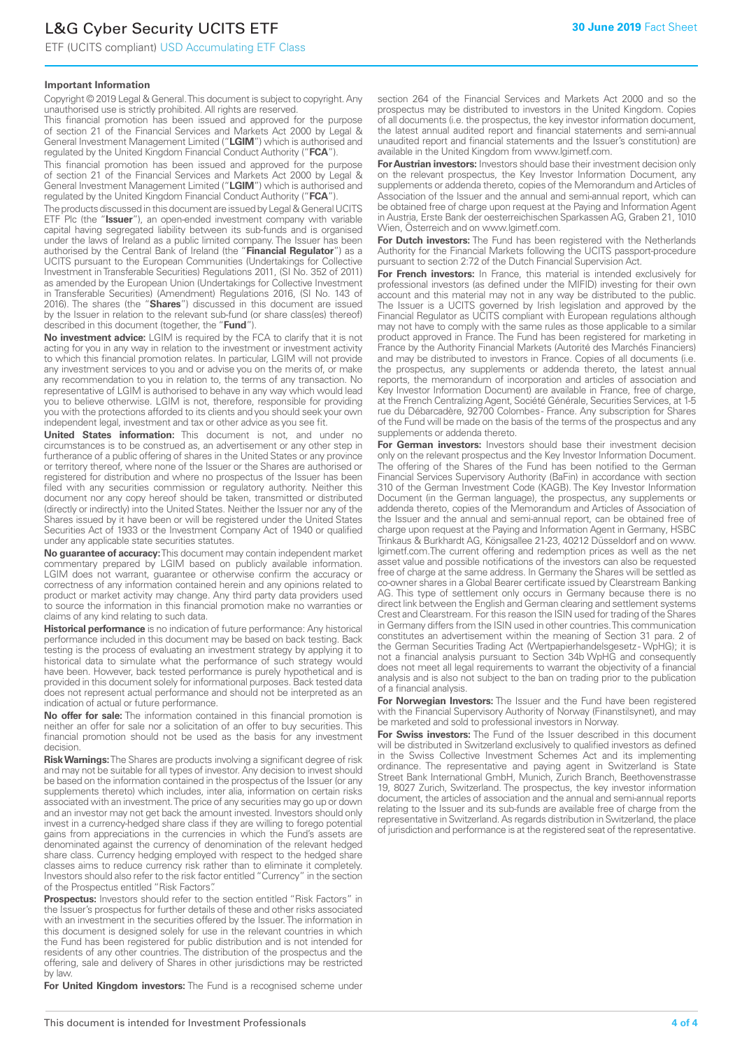# L&G Cyber Security UCITS ETF

ETF (UCITS compliant) USD Accumulating ETF Class

**30 June 2019** Fact Sheet

### Important Information

Copyright © 2019 Legal & General. This document is subject to copyright. Any unauthorised use is strictly prohibited. All rights are reserved.

This financial promotion has been issued and approved for the purpose of section 21 of the Financial Services and Markets Act 2000 by Legal & General Investment Management Limited ("**LGIM**") which is authorised and regulated by the United Kingdom Financial Conduct Authority ("**FCA**").

This financial promotion has been issued and approved for the purpose of section 21 of the Financial Services and Markets Act 2000 by Legal & General Investment Management Limited ("**LGIM**") which is authorised and regulated by the United Kingdom Financial Conduct Authority ("**FCA**").

The products discussed in this document are issued by Legal & General UCITS ETF Plc (the "**Issuer**"), an open-ended investment company with variable capital having segregated liability between its sub-funds and is organised under the laws of Ireland as a public limited company. The Issuer has been authorised by the Central Bank of Ireland (the "**Financial Regulator**") as a UCITS pursuant to the European Communities (Undertakings for Collective Investment in Transferable Securities) Regulations 2011, (SI No. 352 of 2011) as amended by the European Union (Undertakings for Collective Investment in Transferable Securities) (Amendment) Regulations 2016, (SI No. 143 of 2016). The shares (the "**Shares**") discussed in this document are issued by the Issuer in relation to the relevant sub-fund (or share class(es) thereof) described in this document (together, the "**Fund**").

**No investment advice:** LGIM is required by the FCA to clarify that it is not acting for you in any way in relation to the investment or investment activity to which this financial promotion relates. In particular, LGIM will not provide any investment services to you and or advise you on the merits of, or make any recommendation to you in relation to, the terms of any transaction. No representative of LGIM is authorised to behave in any way which would lead you to believe otherwise. LGIM is not, therefore, responsible for providing you with the protections afforded to its clients and you should seek your own independent legal, investment and tax or other advice as you see fit.

**United States information:** This document is not, and under no circumstances is to be construed as, an advertisement or any other step in furtherance of a public offering of shares in the United States or any province or territory thereof, where none of the Issuer or the Shares are authorised or registered for distribution and where no prospectus of the Issuer has been filed with any securities commission or regulatory authority. Neither this document nor any copy hereof should be taken, transmitted or distributed (directly or indirectly) into the United States. Neither the Issuer nor any of the Shares issued by it have been or will be registered under the United States Securities Act of 1933 or the Investment Company Act of 1940 or qualified under any applicable state securities statutes.

**No guarantee of accuracy:** This document may contain independent market commentary prepared by LGIM based on publicly available information. LGIM does not warrant, guarantee or otherwise confirm the accuracy or correctness of any information contained herein and any opinions related to product or market activity may change. Any third party data providers used to source the information in this financial promotion make no warranties or claims of any kind relating to such data.

**Historical performance** is no indication of future performance: Any historical performance included in this document may be based on back testing. Back testing is the process of evaluating an investment strategy by applying it to historical data to simulate what the performance of such strategy would have been. However, back tested performance is purely hypothetical and is provided in this document solely for informational purposes. Back tested data does not represent actual performance and should not be interpreted as an indication of actual or future performance.

**No offer for sale:** The information contained in this financial promotion is neither an offer for sale nor a solicitation of an offer to buy securities. This financial promotion should not be used as the basis for any investment decision.

**Risk Warnings:** The Shares are products involving a significant degree of risk and may not be suitable for all types of investor. Any decision to invest should be based on the information contained in the prospectus of the Issuer (or any supplements thereto) which includes, inter alia, information on certain risks associated with an investment. The price of any securities may go up or down and an investor may not get back the amount invested. Investors should only invest in a currency-hedged share class if they are willing to forego potential gains from appreciations in the currencies in which the Fund's assets are denominated against the currency of denomination of the relevant hedged share class. Currency hedging employed with respect to the hedged share classes aims to reduce currency risk rather than to eliminate it completely. Investors should also refer to the risk factor entitled "Currency" in the section of the Prospectus entitled "Risk Factors".

**Prospectus:** Investors should refer to the section entitled "Risk Factors" in the Issuer's prospectus for further details of these and other risks associated with an investment in the securities offered by the Issuer. The information in this document is designed solely for use in the relevant countries in which the Fund has been registered for public distribution and is not intended for residents of any other countries. The distribution of the prospectus and the offering, sale and delivery of Shares in other jurisdictions may be restricted by law.

**For United Kingdom investors:** The Fund is a recognised scheme under section 264 of the Financial Services and Markets Act 2000 and so the prospectus may be distributed to investors in the United Kingdom. Copies of all documents (i.e. the prospectus, the key investor information document, the latest annual audited report and financial statements and semi-annual unaudited report and financial statements and the Issuer's constitution) are available in the United Kingdom from www.lgimetf.com.

**For Austrian investors:** Investors should base their investment decision only on the relevant prospectus, the Key Investor Information Document, any supplements or addenda thereto, copies of the Memorandum and Articles of Association of the Issuer and the annual and semi-annual report, which can be obtained free of charge upon request at the Paying and Information Agent in Austria, Erste Bank der oesterreichischen Sparkassen AG, Graben 21, 1010 Wien, Österreich and on www.lgimetf.com.

**For Dutch investors:** The Fund has been registered with the Netherlands Authority for the Financial Markets following the UCITS passport-procedure pursuant to section 2:72 of the Dutch Financial Supervision Act.

**For French investors:** In France, this material is intended exclusively for professional investors (as defined under the MIFID) investing for their own account and this material may not in any way be distributed to the public. The Issuer is a UCITS governed by Irish legislation and approved by the Financial Regulator as UCITS compliant with European regulations although may not have to comply with the same rules as those applicable to a similar product approved in France. The Fund has been registered for marketing in France by the Authority Financial Markets (Autorité des Marchés Financiers) and may be distributed to investors in France. Copies of all documents (i.e. the prospectus, any supplements or addenda thereto, the latest annual reports, the memorandum of incorporation and articles of association and Key Investor Information Document) are available in France, free of charge, at the French Centralizing Agent, Société Générale, Securities Services, at 1-5 rue du Débarcadère, 92700 Colombes - France. Any subscription for Shares of the Fund will be made on the basis of the terms of the prospectus and any supplements or addenda thereto.

**For German investors:** Investors should base their investment decision only on the relevant prospectus and the Key Investor Information Document. The offering of the Shares of the Fund has been notified to the German Financial Services Supervisory Authority (BaFin) in accordance with section 310 of the German Investment Code (KAGB). The Key Investor Information Document (in the German language), the prospectus, any supplements or addenda thereto, copies of the Memorandum and Articles of Association of the Issuer and the annual and semi-annual report, can be obtained free of charge upon request at the Paying and Information Agent in Germany, HSBC Trinkaus & Burkhardt AG, Königsallee 21-23, 40212 Düsseldorf and on www.lgimetf.com. The current offering and redemption prices as well as the net asset value and possible notifications of the investors can also be requested free of charge at the same address. In Germany the Shares will be settled as co-owner shares in a Global Bearer certificate issued by Clearstream Banking AG. This type of settlement only occurs in Germany because there is no direct link between the English and German clearing and settlement systems Crest and Clearstream. For this reason the ISIN used for trading of the Shares in Germany differs from the ISIN used in other countries. This communication constitutes an advertisement within the meaning of Section 31 para. 2 of the German Securities Trading Act (Wertpapierhandelsgesetz - WpHG); it is not a financial analysis pursuant to Section 34b WpHG and consequently does not meet all legal requirements to warrant the objectivity of a financial analysis and is also not subject to the ban on trading prior to the publication of a financial analysis.

**For Norwegian Investors:** The Issuer and the Fund have been registered with the Financial Supervisory Authority of Norway (Finanstilsynet), and may be marketed and sold to professional investors in Norway.

**For Swiss investors:** The Fund of the Issuer described in this document will be distributed in Switzerland exclusively to qualified investors as defined in the Swiss Collective Investment Schemes Act and its implementing ordinance. The representative and paying agent in Switzerland is State Street Bank International GmbH, Munich, Zurich Branch, Beethovenstrasse 19, 8027 Zurich, Switzerland. The prospectus, the key investor information document, the articles of association and the annual and semi-annual reports relating to the Issuer and its sub-funds are available free of charge from the representative in Switzerland. As regards distribution in Switzerland, the place of jurisdiction and performance is at the registered seat of the representative.

This document is intended for Investment Professionals